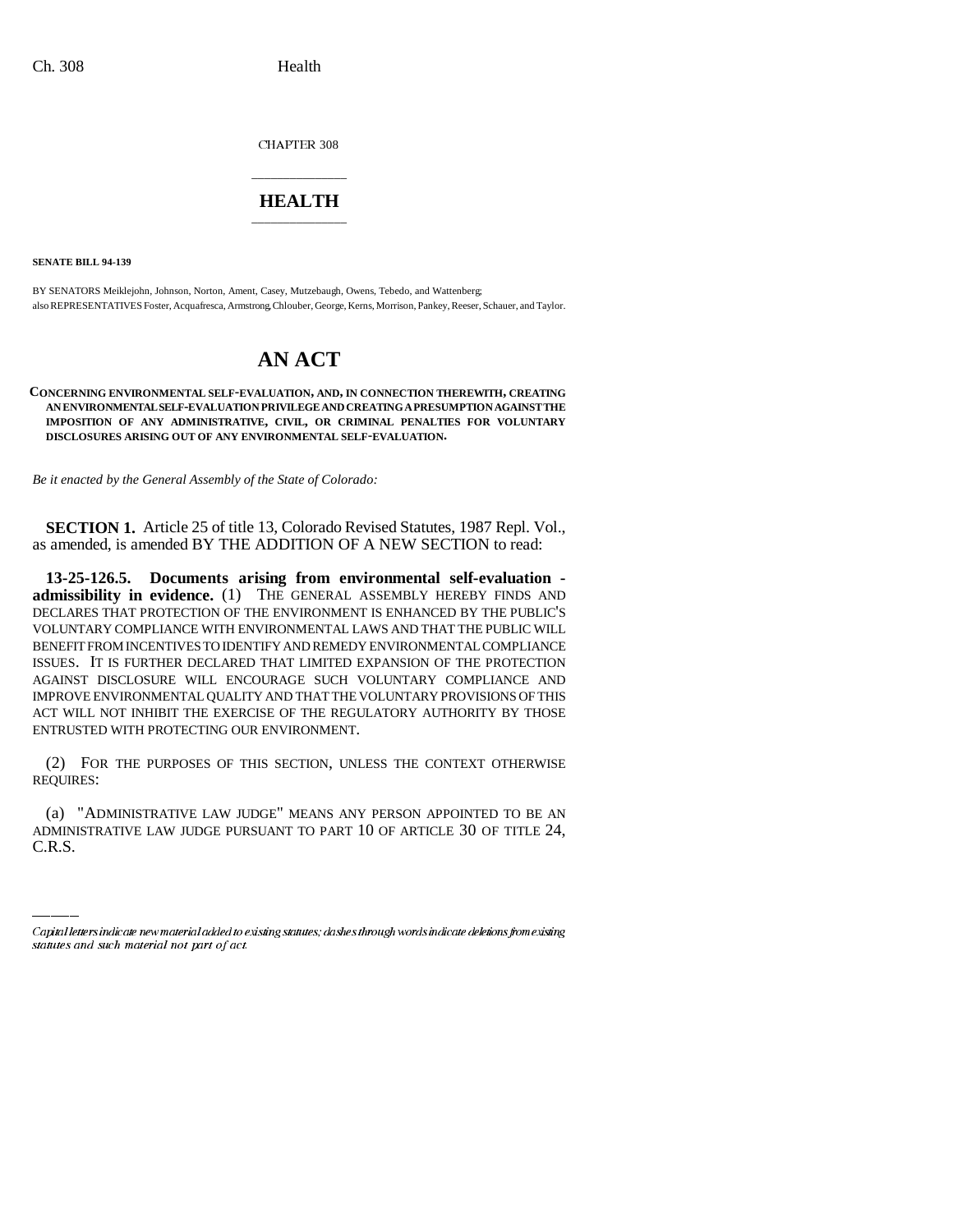CHAPTER 308

# HEALTH

**SENATE BILL 94-139**

BY SENATORS Meiklejohn, Johnson, Norton, Ament, Casey, Mutzebaugh, Owens, Tebedo, and Wattenberg;
also REPRESENTATIVES Foster, Acquafresca, Armstrong, Chlouber, George, Kerns, Morrison, Pankey, Reeser, Schauer, and Taylor.

# AN ACT

**CONCERNING ENVIRONMENTAL SELF-EVALUATION, AND, IN CONNECTION THEREWITH, CREATING AN ENVIRONMENTAL SELF-EVALUATION PRIVILEGE AND CREATING A PRESUMPTION AGAINST THE IMPOSITION OF ANY ADMINISTRATIVE, CIVIL, OR CRIMINAL PENALTIES FOR VOLUNTARY DISCLOSURES ARISING OUT OF ANY ENVIRONMENTAL SELF-EVALUATION.**

*Be it enacted by the General Assembly of the State of Colorado:*

**SECTION 1.** Article 25 of title 13, Colorado Revised Statutes, 1987 Repl. Vol., as amended, is amended BY THE ADDITION OF A NEW SECTION to read:

**13-25-126.5. Documents arising from environmental self-evaluation - admissibility in evidence.** (1) THE GENERAL ASSEMBLY HEREBY FINDS AND DECLARES THAT PROTECTION OF THE ENVIRONMENT IS ENHANCED BY THE PUBLIC'S VOLUNTARY COMPLIANCE WITH ENVIRONMENTAL LAWS AND THAT THE PUBLIC WILL BENEFIT FROM INCENTIVES TO IDENTIFY AND REMEDY ENVIRONMENTAL COMPLIANCE ISSUES. IT IS FURTHER DECLARED THAT LIMITED EXPANSION OF THE PROTECTION AGAINST DISCLOSURE WILL ENCOURAGE SUCH VOLUNTARY COMPLIANCE AND IMPROVE ENVIRONMENTAL QUALITY AND THAT THE VOLUNTARY PROVISIONS OF THIS ACT WILL NOT INHIBIT THE EXERCISE OF THE REGULATORY AUTHORITY BY THOSE ENTRUSTED WITH PROTECTING OUR ENVIRONMENT.

(2) FOR THE PURPOSES OF THIS SECTION, UNLESS THE CONTEXT OTHERWISE REQUIRES:

(a) "ADMINISTRATIVE LAW JUDGE" MEANS ANY PERSON APPOINTED TO BE AN ADMINISTRATIVE LAW JUDGE PURSUANT TO PART 10 OF ARTICLE 30 OF TITLE 24, C.R.S.

Capital letters indicate new material added to existing statutes; dashes through words indicate deletions from existing statutes and such material not part of act.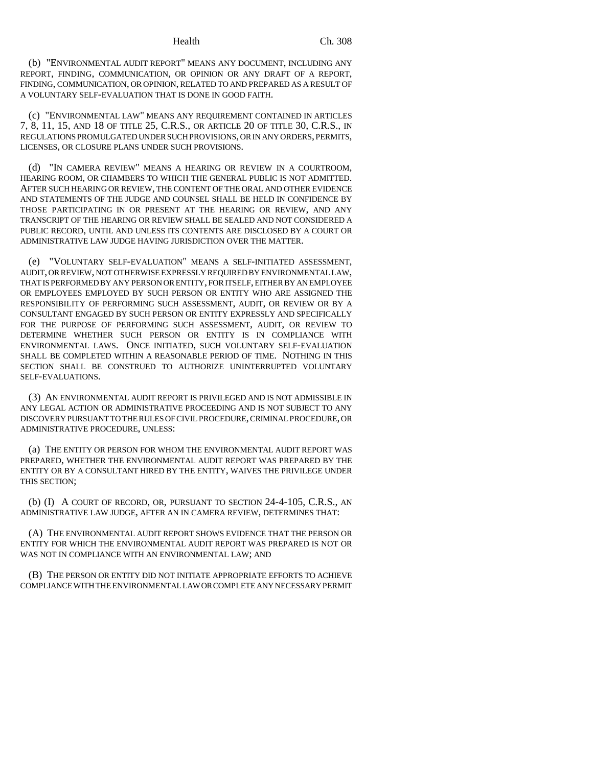(b) "ENVIRONMENTAL AUDIT REPORT" MEANS ANY DOCUMENT, INCLUDING ANY REPORT, FINDING, COMMUNICATION, OR OPINION OR ANY DRAFT OF A REPORT, FINDING, COMMUNICATION, OR OPINION, RELATED TO AND PREPARED AS A RESULT OF A VOLUNTARY SELF-EVALUATION THAT IS DONE IN GOOD FAITH.

(c) "ENVIRONMENTAL LAW" MEANS ANY REQUIREMENT CONTAINED IN ARTICLES 7, 8, 11, 15, AND 18 OF TITLE 25, C.R.S., OR ARTICLE 20 OF TITLE 30, C.R.S., IN REGULATIONS PROMULGATED UNDER SUCH PROVISIONS, OR IN ANY ORDERS, PERMITS, LICENSES, OR CLOSURE PLANS UNDER SUCH PROVISIONS.

(d) "IN CAMERA REVIEW" MEANS A HEARING OR REVIEW IN A COURTROOM, HEARING ROOM, OR CHAMBERS TO WHICH THE GENERAL PUBLIC IS NOT ADMITTED. AFTER SUCH HEARING OR REVIEW, THE CONTENT OF THE ORAL AND OTHER EVIDENCE AND STATEMENTS OF THE JUDGE AND COUNSEL SHALL BE HELD IN CONFIDENCE BY THOSE PARTICIPATING IN OR PRESENT AT THE HEARING OR REVIEW, AND ANY TRANSCRIPT OF THE HEARING OR REVIEW SHALL BE SEALED AND NOT CONSIDERED A PUBLIC RECORD, UNTIL AND UNLESS ITS CONTENTS ARE DISCLOSED BY A COURT OR ADMINISTRATIVE LAW JUDGE HAVING JURISDICTION OVER THE MATTER.

(e) "VOLUNTARY SELF-EVALUATION" MEANS A SELF-INITIATED ASSESSMENT, AUDIT, OR REVIEW, NOT OTHERWISE EXPRESSLY REQUIRED BY ENVIRONMENTAL LAW, THAT IS PERFORMED BY ANY PERSON OR ENTITY, FOR ITSELF, EITHER BY AN EMPLOYEE OR EMPLOYEES EMPLOYED BY SUCH PERSON OR ENTITY WHO ARE ASSIGNED THE RESPONSIBILITY OF PERFORMING SUCH ASSESSMENT, AUDIT, OR REVIEW OR BY A CONSULTANT ENGAGED BY SUCH PERSON OR ENTITY EXPRESSLY AND SPECIFICALLY FOR THE PURPOSE OF PERFORMING SUCH ASSESSMENT, AUDIT, OR REVIEW TO DETERMINE WHETHER SUCH PERSON OR ENTITY IS IN COMPLIANCE WITH ENVIRONMENTAL LAWS. ONCE INITIATED, SUCH VOLUNTARY SELF-EVALUATION SHALL BE COMPLETED WITHIN A REASONABLE PERIOD OF TIME. NOTHING IN THIS SECTION SHALL BE CONSTRUED TO AUTHORIZE UNINTERRUPTED VOLUNTARY SELF-EVALUATIONS.

(3) AN ENVIRONMENTAL AUDIT REPORT IS PRIVILEGED AND IS NOT ADMISSIBLE IN ANY LEGAL ACTION OR ADMINISTRATIVE PROCEEDING AND IS NOT SUBJECT TO ANY DISCOVERY PURSUANT TO THE RULES OF CIVIL PROCEDURE, CRIMINAL PROCEDURE, OR ADMINISTRATIVE PROCEDURE, UNLESS:

(a) THE ENTITY OR PERSON FOR WHOM THE ENVIRONMENTAL AUDIT REPORT WAS PREPARED, WHETHER THE ENVIRONMENTAL AUDIT REPORT WAS PREPARED BY THE ENTITY OR BY A CONSULTANT HIRED BY THE ENTITY, WAIVES THE PRIVILEGE UNDER THIS SECTION;

(b) (I) A COURT OF RECORD, OR, PURSUANT TO SECTION 24-4-105, C.R.S., AN ADMINISTRATIVE LAW JUDGE, AFTER AN IN CAMERA REVIEW, DETERMINES THAT:

(A) THE ENVIRONMENTAL AUDIT REPORT SHOWS EVIDENCE THAT THE PERSON OR ENTITY FOR WHICH THE ENVIRONMENTAL AUDIT REPORT WAS PREPARED IS NOT OR WAS NOT IN COMPLIANCE WITH AN ENVIRONMENTAL LAW; AND

(B) THE PERSON OR ENTITY DID NOT INITIATE APPROPRIATE EFFORTS TO ACHIEVE COMPLIANCE WITH THE ENVIRONMENTAL LAW OR COMPLETE ANY NECESSARY PERMIT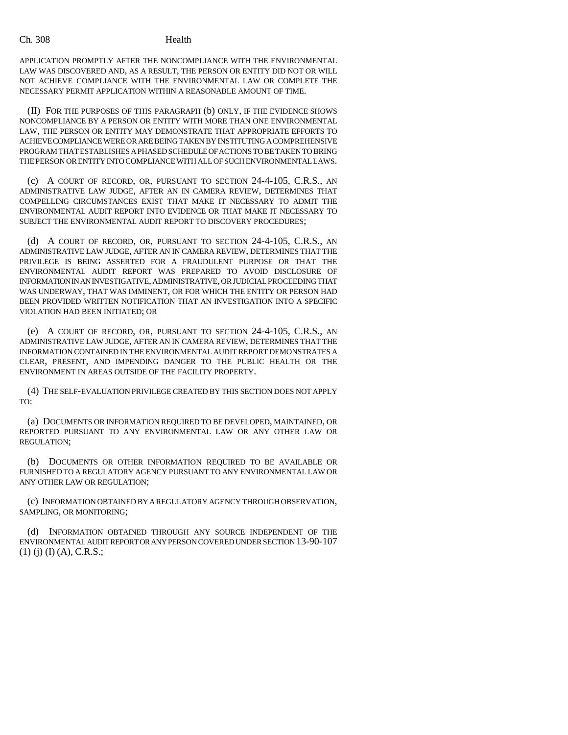APPLICATION PROMPTLY AFTER THE NONCOMPLIANCE WITH THE ENVIRONMENTAL LAW WAS DISCOVERED AND, AS A RESULT, THE PERSON OR ENTITY DID NOT OR WILL NOT ACHIEVE COMPLIANCE WITH THE ENVIRONMENTAL LAW OR COMPLETE THE NECESSARY PERMIT APPLICATION WITHIN A REASONABLE AMOUNT OF TIME.

(II) FOR THE PURPOSES OF THIS PARAGRAPH (b) ONLY, IF THE EVIDENCE SHOWS NONCOMPLIANCE BY A PERSON OR ENTITY WITH MORE THAN ONE ENVIRONMENTAL LAW, THE PERSON OR ENTITY MAY DEMONSTRATE THAT APPROPRIATE EFFORTS TO ACHIEVE COMPLIANCE WERE OR ARE BEING TAKEN BY INSTITUTING A COMPREHENSIVE PROGRAM THAT ESTABLISHES A PHASED SCHEDULE OF ACTIONS TO BE TAKEN TO BRING THE PERSON OR ENTITY INTO COMPLIANCE WITH ALL OF SUCH ENVIRONMENTAL LAWS.

(c) A COURT OF RECORD, OR, PURSUANT TO SECTION 24-4-105, C.R.S., AN ADMINISTRATIVE LAW JUDGE, AFTER AN IN CAMERA REVIEW, DETERMINES THAT COMPELLING CIRCUMSTANCES EXIST THAT MAKE IT NECESSARY TO ADMIT THE ENVIRONMENTAL AUDIT REPORT INTO EVIDENCE OR THAT MAKE IT NECESSARY TO SUBJECT THE ENVIRONMENTAL AUDIT REPORT TO DISCOVERY PROCEDURES;

(d) A COURT OF RECORD, OR, PURSUANT TO SECTION 24-4-105, C.R.S., AN ADMINISTRATIVE LAW JUDGE, AFTER AN IN CAMERA REVIEW, DETERMINES THAT THE PRIVILEGE IS BEING ASSERTED FOR A FRAUDULENT PURPOSE OR THAT THE ENVIRONMENTAL AUDIT REPORT WAS PREPARED TO AVOID DISCLOSURE OF INFORMATION IN AN INVESTIGATIVE, ADMINISTRATIVE, OR JUDICIAL PROCEEDING THAT WAS UNDERWAY, THAT WAS IMMINENT, OR FOR WHICH THE ENTITY OR PERSON HAD BEEN PROVIDED WRITTEN NOTIFICATION THAT AN INVESTIGATION INTO A SPECIFIC VIOLATION HAD BEEN INITIATED; OR

(e) A COURT OF RECORD, OR, PURSUANT TO SECTION 24-4-105, C.R.S., AN ADMINISTRATIVE LAW JUDGE, AFTER AN IN CAMERA REVIEW, DETERMINES THAT THE INFORMATION CONTAINED IN THE ENVIRONMENTAL AUDIT REPORT DEMONSTRATES A CLEAR, PRESENT, AND IMPENDING DANGER TO THE PUBLIC HEALTH OR THE ENVIRONMENT IN AREAS OUTSIDE OF THE FACILITY PROPERTY.

(4) THE SELF-EVALUATION PRIVILEGE CREATED BY THIS SECTION DOES NOT APPLY TO:

(a) DOCUMENTS OR INFORMATION REQUIRED TO BE DEVELOPED, MAINTAINED, OR REPORTED PURSUANT TO ANY ENVIRONMENTAL LAW OR ANY OTHER LAW OR REGULATION;

(b) DOCUMENTS OR OTHER INFORMATION REQUIRED TO BE AVAILABLE OR FURNISHED TO A REGULATORY AGENCY PURSUANT TO ANY ENVIRONMENTAL LAW OR ANY OTHER LAW OR REGULATION;

(c) INFORMATION OBTAINED BY A REGULATORY AGENCY THROUGH OBSERVATION, SAMPLING, OR MONITORING;

(d) INFORMATION OBTAINED THROUGH ANY SOURCE INDEPENDENT OF THE ENVIRONMENTAL AUDIT REPORT OR ANY PERSON COVERED UNDER SECTION 13-90-107 (1) (j) (I) (A), C.R.S.;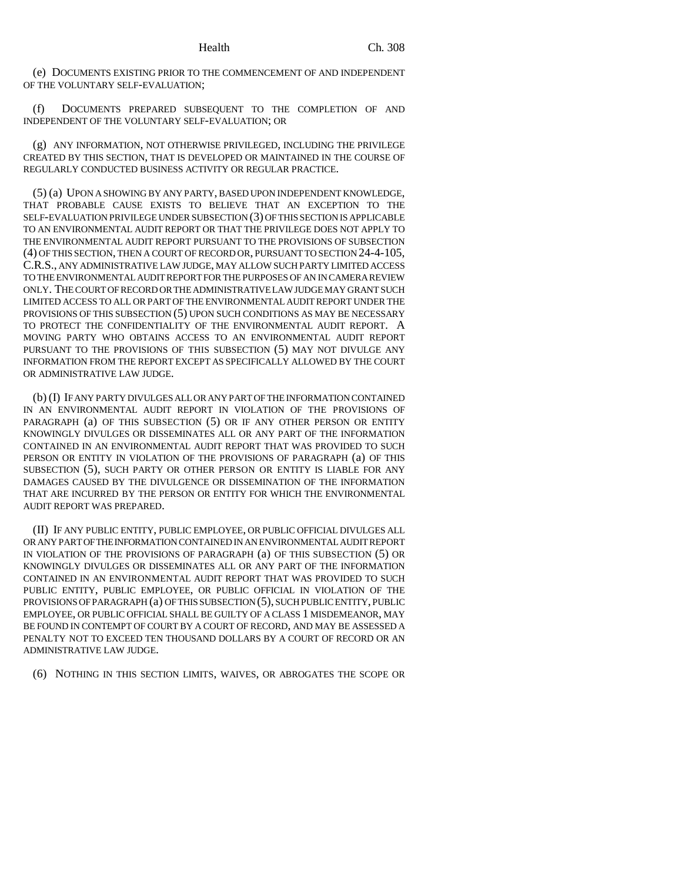(e) DOCUMENTS EXISTING PRIOR TO THE COMMENCEMENT OF AND INDEPENDENT OF THE VOLUNTARY SELF-EVALUATION;

(f) DOCUMENTS PREPARED SUBSEQUENT TO THE COMPLETION OF AND INDEPENDENT OF THE VOLUNTARY SELF-EVALUATION; OR

(g) ANY INFORMATION, NOT OTHERWISE PRIVILEGED, INCLUDING THE PRIVILEGE CREATED BY THIS SECTION, THAT IS DEVELOPED OR MAINTAINED IN THE COURSE OF REGULARLY CONDUCTED BUSINESS ACTIVITY OR REGULAR PRACTICE.

(5) (a) UPON A SHOWING BY ANY PARTY, BASED UPON INDEPENDENT KNOWLEDGE, THAT PROBABLE CAUSE EXISTS TO BELIEVE THAT AN EXCEPTION TO THE SELF-EVALUATION PRIVILEGE UNDER SUBSECTION (3) OF THIS SECTION IS APPLICABLE TO AN ENVIRONMENTAL AUDIT REPORT OR THAT THE PRIVILEGE DOES NOT APPLY TO THE ENVIRONMENTAL AUDIT REPORT PURSUANT TO THE PROVISIONS OF SUBSECTION (4) OF THIS SECTION, THEN A COURT OF RECORD OR, PURSUANT TO SECTION 24-4-105, C.R.S., ANY ADMINISTRATIVE LAW JUDGE, MAY ALLOW SUCH PARTY LIMITED ACCESS TO THE ENVIRONMENTAL AUDIT REPORT FOR THE PURPOSES OF AN IN CAMERA REVIEW ONLY. THE COURT OF RECORD OR THE ADMINISTRATIVE LAW JUDGE MAY GRANT SUCH LIMITED ACCESS TO ALL OR PART OF THE ENVIRONMENTAL AUDIT REPORT UNDER THE PROVISIONS OF THIS SUBSECTION (5) UPON SUCH CONDITIONS AS MAY BE NECESSARY TO PROTECT THE CONFIDENTIALITY OF THE ENVIRONMENTAL AUDIT REPORT. A MOVING PARTY WHO OBTAINS ACCESS TO AN ENVIRONMENTAL AUDIT REPORT PURSUANT TO THE PROVISIONS OF THIS SUBSECTION (5) MAY NOT DIVULGE ANY INFORMATION FROM THE REPORT EXCEPT AS SPECIFICALLY ALLOWED BY THE COURT OR ADMINISTRATIVE LAW JUDGE.

(b) (I) IF ANY PARTY DIVULGES ALL OR ANY PART OF THE INFORMATION CONTAINED IN AN ENVIRONMENTAL AUDIT REPORT IN VIOLATION OF THE PROVISIONS OF PARAGRAPH (a) OF THIS SUBSECTION (5) OR IF ANY OTHER PERSON OR ENTITY KNOWINGLY DIVULGES OR DISSEMINATES ALL OR ANY PART OF THE INFORMATION CONTAINED IN AN ENVIRONMENTAL AUDIT REPORT THAT WAS PROVIDED TO SUCH PERSON OR ENTITY IN VIOLATION OF THE PROVISIONS OF PARAGRAPH (a) OF THIS SUBSECTION (5), SUCH PARTY OR OTHER PERSON OR ENTITY IS LIABLE FOR ANY DAMAGES CAUSED BY THE DIVULGENCE OR DISSEMINATION OF THE INFORMATION THAT ARE INCURRED BY THE PERSON OR ENTITY FOR WHICH THE ENVIRONMENTAL AUDIT REPORT WAS PREPARED.

(II) IF ANY PUBLIC ENTITY, PUBLIC EMPLOYEE, OR PUBLIC OFFICIAL DIVULGES ALL OR ANY PART OF THE INFORMATION CONTAINED IN AN ENVIRONMENTAL AUDIT REPORT IN VIOLATION OF THE PROVISIONS OF PARAGRAPH (a) OF THIS SUBSECTION (5) OR KNOWINGLY DIVULGES OR DISSEMINATES ALL OR ANY PART OF THE INFORMATION CONTAINED IN AN ENVIRONMENTAL AUDIT REPORT THAT WAS PROVIDED TO SUCH PUBLIC ENTITY, PUBLIC EMPLOYEE, OR PUBLIC OFFICIAL IN VIOLATION OF THE PROVISIONS OF PARAGRAPH (a) OF THIS SUBSECTION (5), SUCH PUBLIC ENTITY, PUBLIC EMPLOYEE, OR PUBLIC OFFICIAL SHALL BE GUILTY OF A CLASS 1 MISDEMEANOR, MAY BE FOUND IN CONTEMPT OF COURT BY A COURT OF RECORD, AND MAY BE ASSESSED A PENALTY NOT TO EXCEED TEN THOUSAND DOLLARS BY A COURT OF RECORD OR AN ADMINISTRATIVE LAW JUDGE.

(6) NOTHING IN THIS SECTION LIMITS, WAIVES, OR ABROGATES THE SCOPE OR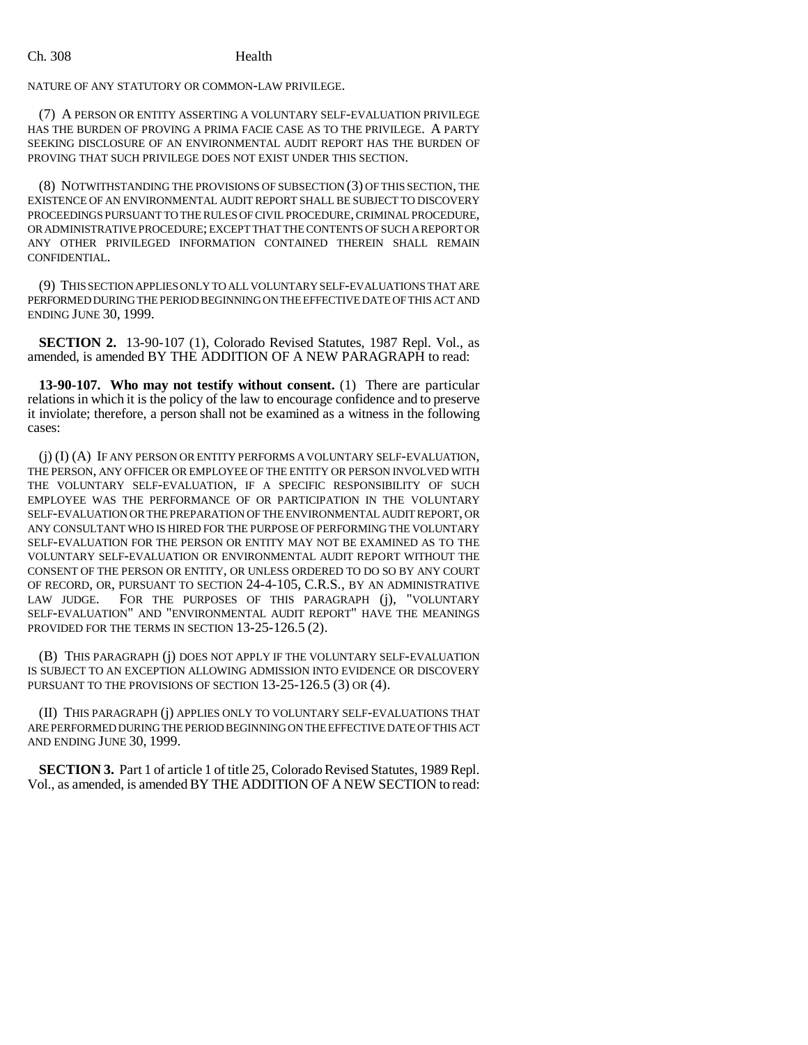NATURE OF ANY STATUTORY OR COMMON-LAW PRIVILEGE.

(7) A PERSON OR ENTITY ASSERTING A VOLUNTARY SELF-EVALUATION PRIVILEGE HAS THE BURDEN OF PROVING A PRIMA FACIE CASE AS TO THE PRIVILEGE. A PARTY SEEKING DISCLOSURE OF AN ENVIRONMENTAL AUDIT REPORT HAS THE BURDEN OF PROVING THAT SUCH PRIVILEGE DOES NOT EXIST UNDER THIS SECTION.

(8) NOTWITHSTANDING THE PROVISIONS OF SUBSECTION (3) OF THIS SECTION, THE EXISTENCE OF AN ENVIRONMENTAL AUDIT REPORT SHALL BE SUBJECT TO DISCOVERY PROCEEDINGS PURSUANT TO THE RULES OF CIVIL PROCEDURE, CRIMINAL PROCEDURE, OR ADMINISTRATIVE PROCEDURE; EXCEPT THAT THE CONTENTS OF SUCH A REPORT OR ANY OTHER PRIVILEGED INFORMATION CONTAINED THEREIN SHALL REMAIN CONFIDENTIAL.

(9) THIS SECTION APPLIES ONLY TO ALL VOLUNTARY SELF-EVALUATIONS THAT ARE PERFORMED DURING THE PERIOD BEGINNING ON THE EFFECTIVE DATE OF THIS ACT AND ENDING JUNE 30, 1999.

**SECTION 2.** 13-90-107 (1), Colorado Revised Statutes, 1987 Repl. Vol., as amended, is amended BY THE ADDITION OF A NEW PARAGRAPH to read:

**13-90-107. Who may not testify without consent.** (1) There are particular relations in which it is the policy of the law to encourage confidence and to preserve it inviolate; therefore, a person shall not be examined as a witness in the following cases:

(j) (I) (A) IF ANY PERSON OR ENTITY PERFORMS A VOLUNTARY SELF-EVALUATION, THE PERSON, ANY OFFICER OR EMPLOYEE OF THE ENTITY OR PERSON INVOLVED WITH THE VOLUNTARY SELF-EVALUATION, IF A SPECIFIC RESPONSIBILITY OF SUCH EMPLOYEE WAS THE PERFORMANCE OF OR PARTICIPATION IN THE VOLUNTARY SELF-EVALUATION OR THE PREPARATION OF THE ENVIRONMENTAL AUDIT REPORT, OR ANY CONSULTANT WHO IS HIRED FOR THE PURPOSE OF PERFORMING THE VOLUNTARY SELF-EVALUATION FOR THE PERSON OR ENTITY MAY NOT BE EXAMINED AS TO THE VOLUNTARY SELF-EVALUATION OR ENVIRONMENTAL AUDIT REPORT WITHOUT THE CONSENT OF THE PERSON OR ENTITY, OR UNLESS ORDERED TO DO SO BY ANY COURT OF RECORD, OR, PURSUANT TO SECTION 24-4-105, C.R.S., BY AN ADMINISTRATIVE LAW JUDGE. FOR THE PURPOSES OF THIS PARAGRAPH (j), "VOLUNTARY SELF-EVALUATION" AND "ENVIRONMENTAL AUDIT REPORT" HAVE THE MEANINGS PROVIDED FOR THE TERMS IN SECTION 13-25-126.5 (2).

(B) THIS PARAGRAPH (j) DOES NOT APPLY IF THE VOLUNTARY SELF-EVALUATION IS SUBJECT TO AN EXCEPTION ALLOWING ADMISSION INTO EVIDENCE OR DISCOVERY PURSUANT TO THE PROVISIONS OF SECTION 13-25-126.5 (3) OR (4).

(II) THIS PARAGRAPH (j) APPLIES ONLY TO VOLUNTARY SELF-EVALUATIONS THAT ARE PERFORMED DURING THE PERIOD BEGINNING ON THE EFFECTIVE DATE OF THIS ACT AND ENDING JUNE 30, 1999.

**SECTION 3.** Part 1 of article 1 of title 25, Colorado Revised Statutes, 1989 Repl. Vol., as amended, is amended BY THE ADDITION OF A NEW SECTION to read: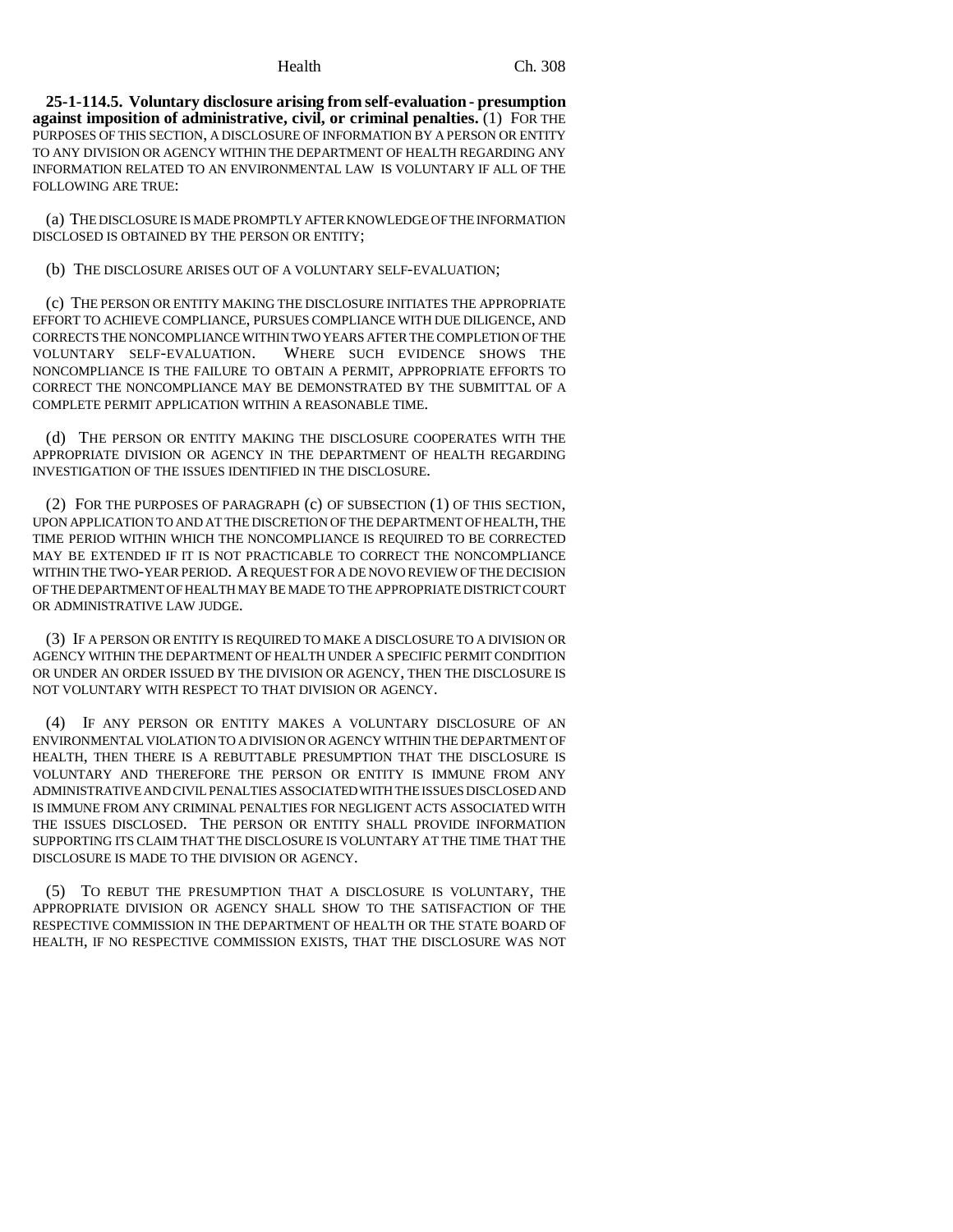**25-1-114.5. Voluntary disclosure arising from self-evaluation - presumption against imposition of administrative, civil, or criminal penalties.** (1) FOR THE PURPOSES OF THIS SECTION, A DISCLOSURE OF INFORMATION BY A PERSON OR ENTITY TO ANY DIVISION OR AGENCY WITHIN THE DEPARTMENT OF HEALTH REGARDING ANY INFORMATION RELATED TO AN ENVIRONMENTAL LAW IS VOLUNTARY IF ALL OF THE FOLLOWING ARE TRUE:

(a) THE DISCLOSURE IS MADE PROMPTLY AFTER KNOWLEDGE OF THE INFORMATION DISCLOSED IS OBTAINED BY THE PERSON OR ENTITY;

(b) THE DISCLOSURE ARISES OUT OF A VOLUNTARY SELF-EVALUATION;

(c) THE PERSON OR ENTITY MAKING THE DISCLOSURE INITIATES THE APPROPRIATE EFFORT TO ACHIEVE COMPLIANCE, PURSUES COMPLIANCE WITH DUE DILIGENCE, AND CORRECTS THE NONCOMPLIANCE WITHIN TWO YEARS AFTER THE COMPLETION OF THE VOLUNTARY SELF-EVALUATION. WHERE SUCH EVIDENCE SHOWS THE NONCOMPLIANCE IS THE FAILURE TO OBTAIN A PERMIT, APPROPRIATE EFFORTS TO CORRECT THE NONCOMPLIANCE MAY BE DEMONSTRATED BY THE SUBMITTAL OF A COMPLETE PERMIT APPLICATION WITHIN A REASONABLE TIME.

(d) THE PERSON OR ENTITY MAKING THE DISCLOSURE COOPERATES WITH THE APPROPRIATE DIVISION OR AGENCY IN THE DEPARTMENT OF HEALTH REGARDING INVESTIGATION OF THE ISSUES IDENTIFIED IN THE DISCLOSURE.

(2) FOR THE PURPOSES OF PARAGRAPH (c) OF SUBSECTION (1) OF THIS SECTION, UPON APPLICATION TO AND AT THE DISCRETION OF THE DEPARTMENT OF HEALTH, THE TIME PERIOD WITHIN WHICH THE NONCOMPLIANCE IS REQUIRED TO BE CORRECTED MAY BE EXTENDED IF IT IS NOT PRACTICABLE TO CORRECT THE NONCOMPLIANCE WITHIN THE TWO-YEAR PERIOD. A REQUEST FOR A DE NOVO REVIEW OF THE DECISION OF THE DEPARTMENT OF HEALTH MAY BE MADE TO THE APPROPRIATE DISTRICT COURT OR ADMINISTRATIVE LAW JUDGE.

(3) IF A PERSON OR ENTITY IS REQUIRED TO MAKE A DISCLOSURE TO A DIVISION OR AGENCY WITHIN THE DEPARTMENT OF HEALTH UNDER A SPECIFIC PERMIT CONDITION OR UNDER AN ORDER ISSUED BY THE DIVISION OR AGENCY, THEN THE DISCLOSURE IS NOT VOLUNTARY WITH RESPECT TO THAT DIVISION OR AGENCY.

(4) IF ANY PERSON OR ENTITY MAKES A VOLUNTARY DISCLOSURE OF AN ENVIRONMENTAL VIOLATION TO A DIVISION OR AGENCY WITHIN THE DEPARTMENT OF HEALTH, THEN THERE IS A REBUTTABLE PRESUMPTION THAT THE DISCLOSURE IS VOLUNTARY AND THEREFORE THE PERSON OR ENTITY IS IMMUNE FROM ANY ADMINISTRATIVE AND CIVIL PENALTIES ASSOCIATED WITH THE ISSUES DISCLOSED AND IS IMMUNE FROM ANY CRIMINAL PENALTIES FOR NEGLIGENT ACTS ASSOCIATED WITH THE ISSUES DISCLOSED. THE PERSON OR ENTITY SHALL PROVIDE INFORMATION SUPPORTING ITS CLAIM THAT THE DISCLOSURE IS VOLUNTARY AT THE TIME THAT THE DISCLOSURE IS MADE TO THE DIVISION OR AGENCY.

(5) TO REBUT THE PRESUMPTION THAT A DISCLOSURE IS VOLUNTARY, THE APPROPRIATE DIVISION OR AGENCY SHALL SHOW TO THE SATISFACTION OF THE RESPECTIVE COMMISSION IN THE DEPARTMENT OF HEALTH OR THE STATE BOARD OF HEALTH, IF NO RESPECTIVE COMMISSION EXISTS, THAT THE DISCLOSURE WAS NOT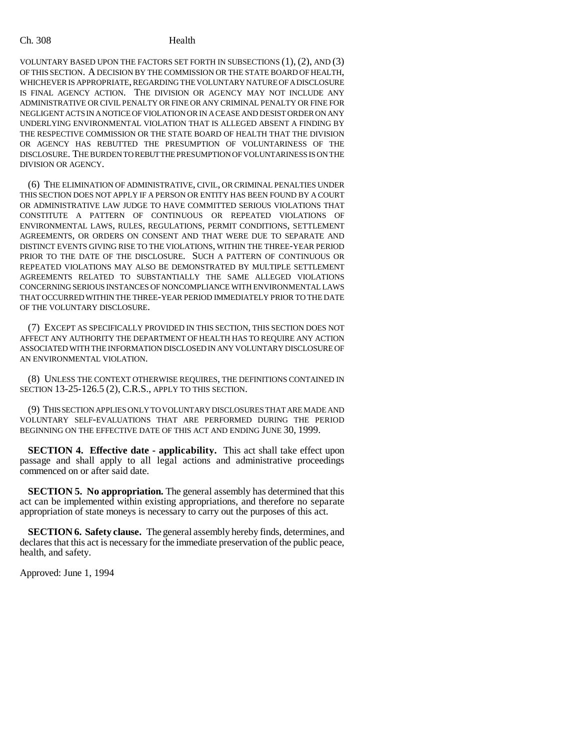VOLUNTARY BASED UPON THE FACTORS SET FORTH IN SUBSECTIONS (1), (2), AND (3) OF THIS SECTION. A DECISION BY THE COMMISSION OR THE STATE BOARD OF HEALTH, WHICHEVER IS APPROPRIATE, REGARDING THE VOLUNTARY NATURE OF A DISCLOSURE IS FINAL AGENCY ACTION. THE DIVISION OR AGENCY MAY NOT INCLUDE ANY ADMINISTRATIVE OR CIVIL PENALTY OR FINE OR ANY CRIMINAL PENALTY OR FINE FOR NEGLIGENT ACTS IN A NOTICE OF VIOLATION OR IN A CEASE AND DESIST ORDER ON ANY UNDERLYING ENVIRONMENTAL VIOLATION THAT IS ALLEGED ABSENT A FINDING BY THE RESPECTIVE COMMISSION OR THE STATE BOARD OF HEALTH THAT THE DIVISION OR AGENCY HAS REBUTTED THE PRESUMPTION OF VOLUNTARINESS OF THE DISCLOSURE. THE BURDEN TO REBUT THE PRESUMPTION OF VOLUNTARINESS IS ON THE DIVISION OR AGENCY.

(6) THE ELIMINATION OF ADMINISTRATIVE, CIVIL, OR CRIMINAL PENALTIES UNDER THIS SECTION DOES NOT APPLY IF A PERSON OR ENTITY HAS BEEN FOUND BY A COURT OR ADMINISTRATIVE LAW JUDGE TO HAVE COMMITTED SERIOUS VIOLATIONS THAT CONSTITUTE A PATTERN OF CONTINUOUS OR REPEATED VIOLATIONS OF ENVIRONMENTAL LAWS, RULES, REGULATIONS, PERMIT CONDITIONS, SETTLEMENT AGREEMENTS, OR ORDERS ON CONSENT AND THAT WERE DUE TO SEPARATE AND DISTINCT EVENTS GIVING RISE TO THE VIOLATIONS, WITHIN THE THREE-YEAR PERIOD PRIOR TO THE DATE OF THE DISCLOSURE. SUCH A PATTERN OF CONTINUOUS OR REPEATED VIOLATIONS MAY ALSO BE DEMONSTRATED BY MULTIPLE SETTLEMENT AGREEMENTS RELATED TO SUBSTANTIALLY THE SAME ALLEGED VIOLATIONS CONCERNING SERIOUS INSTANCES OF NONCOMPLIANCE WITH ENVIRONMENTAL LAWS THAT OCCURRED WITHIN THE THREE-YEAR PERIOD IMMEDIATELY PRIOR TO THE DATE OF THE VOLUNTARY DISCLOSURE.

(7) EXCEPT AS SPECIFICALLY PROVIDED IN THIS SECTION, THIS SECTION DOES NOT AFFECT ANY AUTHORITY THE DEPARTMENT OF HEALTH HAS TO REQUIRE ANY ACTION ASSOCIATED WITH THE INFORMATION DISCLOSED IN ANY VOLUNTARY DISCLOSURE OF AN ENVIRONMENTAL VIOLATION.

(8) UNLESS THE CONTEXT OTHERWISE REQUIRES, THE DEFINITIONS CONTAINED IN SECTION 13-25-126.5 (2), C.R.S., APPLY TO THIS SECTION.

(9) THIS SECTION APPLIES ONLY TO VOLUNTARY DISCLOSURES THAT ARE MADE AND VOLUNTARY SELF-EVALUATIONS THAT ARE PERFORMED DURING THE PERIOD BEGINNING ON THE EFFECTIVE DATE OF THIS ACT AND ENDING JUNE 30, 1999.

**SECTION 4. Effective date - applicability.** This act shall take effect upon passage and shall apply to all legal actions and administrative proceedings commenced on or after said date.

**SECTION 5. No appropriation.** The general assembly has determined that this act can be implemented within existing appropriations, and therefore no separate appropriation of state moneys is necessary to carry out the purposes of this act.

**SECTION 6. Safety clause.** The general assembly hereby finds, determines, and declares that this act is necessary for the immediate preservation of the public peace, health, and safety.

Approved: June 1, 1994